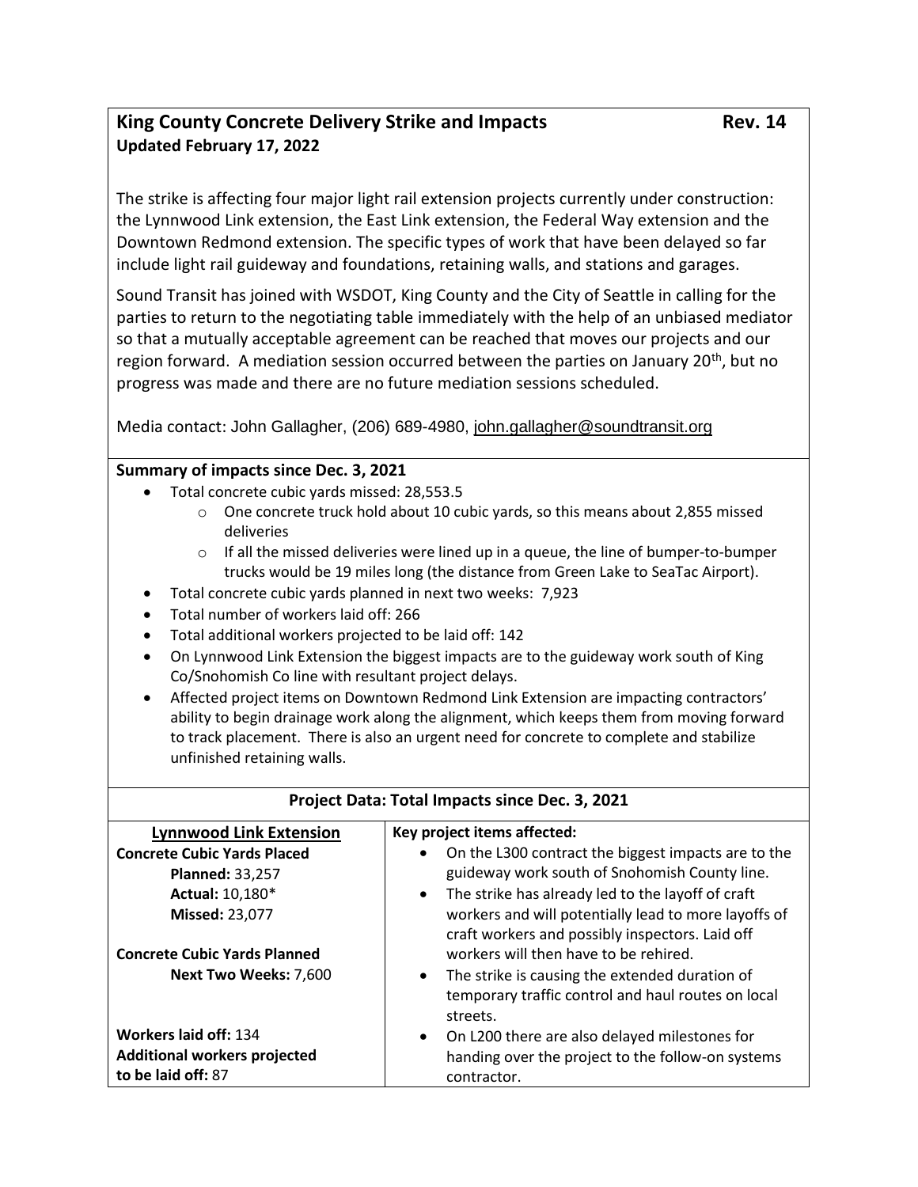# King County Concrete Delivery Strike and Impacts **Rev. 14**

**Updated February 17, 2022**

The strike is affecting four major light rail extension projects currently under construction: the Lynnwood Link extension, the East Link extension, the Federal Way extension and the Downtown Redmond extension. The specific types of work that have been delayed so far include light rail guideway and foundations, retaining walls, and stations and garages.

Sound Transit has joined with WSDOT, King County and the City of Seattle in calling for the parties to return to the negotiating table immediately with the help of an unbiased mediator so that a mutually acceptable agreement can be reached that moves our projects and our region forward. A mediation session occurred between the parties on January 20th, but no progress was made and there are no future mediation sessions scheduled.

Media contact: John Gallagher, (206) 689-4980, john.gallagher@soundtransit.org

## Summary of impacts since Dec. 3, 2021

- Total concrete cubic yards missed: 28,553.5
  - One concrete truck hold about 10 cubic yards, so this means about 2,855 missed deliveries
  - If all the missed deliveries were lined up in a queue, the line of bumper-to-bumper trucks would be 19 miles long (the distance from Green Lake to SeaTac Airport).
- Total concrete cubic yards planned in next two weeks: 7,923
- Total number of workers laid off: 266
- Total additional workers projected to be laid off: 142
- On Lynnwood Link Extension the biggest impacts are to the guideway work south of King Co/Snohomish Co line with resultant project delays.
- Affected project items on Downtown Redmond Link Extension are impacting contractors' ability to begin drainage work along the alignment, which keeps them from moving forward to track placement. There is also an urgent need for concrete to complete and stabilize unfinished retaining walls.

## Project Data: Total Impacts since Dec. 3, 2021

| **Lynnwood Link Extension** | **Key project items affected:** |
|---|---|
| **Concrete Cubic Yards Placed**<br>**Planned:** 33,257<br>**Actual:** 10,180*<br>**Missed:** 23,077<br><br>**Concrete Cubic Yards Planned**<br>**Next Two Weeks:** 7,600<br><br>**Workers laid off:** 134<br>**Additional workers projected to be laid off:** 87 | • On the L300 contract the biggest impacts are to the guideway work south of Snohomish County line.<br>• The strike has already led to the layoff of craft workers and will potentially lead to more layoffs of craft workers and possibly inspectors. Laid off workers will then have to be rehired.<br>• The strike is causing the extended duration of temporary traffic control and haul routes on local streets.<br>• On L200 there are also delayed milestones for handing over the project to the follow-on systems contractor. |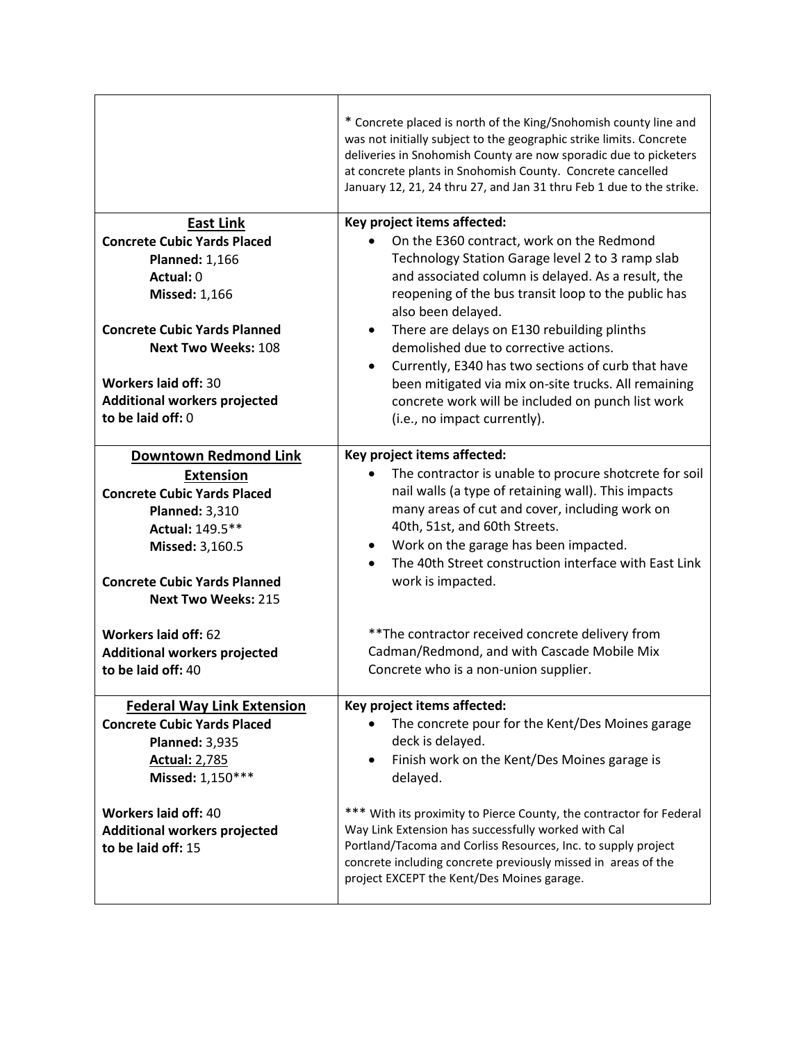| | |
|---|---|
| | * Concrete placed is north of the King/Snohomish county line and was not initially subject to the geographic strike limits. Concrete deliveries in Snohomish County are now sporadic due to picketers at concrete plants in Snohomish County. Concrete cancelled January 12, 21, 24 thru 27, and Jan 31 thru Feb 1 due to the strike. |
| **East Link**<br>**Concrete Cubic Yards Placed**<br>**Planned:** 1,166<br>**Actual:** 0<br>**Missed:** 1,166<br><br>**Concrete Cubic Yards Planned**<br>**Next Two Weeks:** 108<br><br>**Workers laid off:** 30<br>**Additional workers projected to be laid off:** 0 | **Key project items affected:**<br>• On the E360 contract, work on the Redmond Technology Station Garage level 2 to 3 ramp slab and associated column is delayed. As a result, the reopening of the bus transit loop to the public has also been delayed.<br>• There are delays on E130 rebuilding plinths demolished due to corrective actions.<br>• Currently, E340 has two sections of curb that have been mitigated via mix on-site trucks. All remaining concrete work will be included on punch list work (i.e., no impact currently). |
| **Downtown Redmond Link Extension**<br>**Concrete Cubic Yards Placed**<br>**Planned:** 3,310<br>**Actual:** 149.5**<br>**Missed:** 3,160.5<br><br>**Concrete Cubic Yards Planned**<br>**Next Two Weeks:** 215<br><br>**Workers laid off:** 62<br>**Additional workers projected to be laid off:** 40 | **Key project items affected:**<br>• The contractor is unable to procure shotcrete for soil nail walls (a type of retaining wall). This impacts many areas of cut and cover, including work on 40th, 51st, and 60th Streets.<br>• Work on the garage has been impacted.<br>• The 40th Street construction interface with East Link work is impacted.<br><br>**The contractor received concrete delivery from Cadman/Redmond, and with Cascade Mobile Mix Concrete who is a non-union supplier. |
| **Federal Way Link Extension**<br>**Concrete Cubic Yards Placed**<br>**Planned:** 3,935<br>**Actual:** 2,785<br>**Missed:** 1,150***<br><br>**Workers laid off:** 40<br>**Additional workers projected to be laid off:** 15 | **Key project items affected:**<br>• The concrete pour for the Kent/Des Moines garage deck is delayed.<br>• Finish work on the Kent/Des Moines garage is delayed.<br><br>*** With its proximity to Pierce County, the contractor for Federal Way Link Extension has successfully worked with Cal Portland/Tacoma and Corliss Resources, Inc. to supply project concrete including concrete previously missed in areas of the project EXCEPT the Kent/Des Moines garage. |